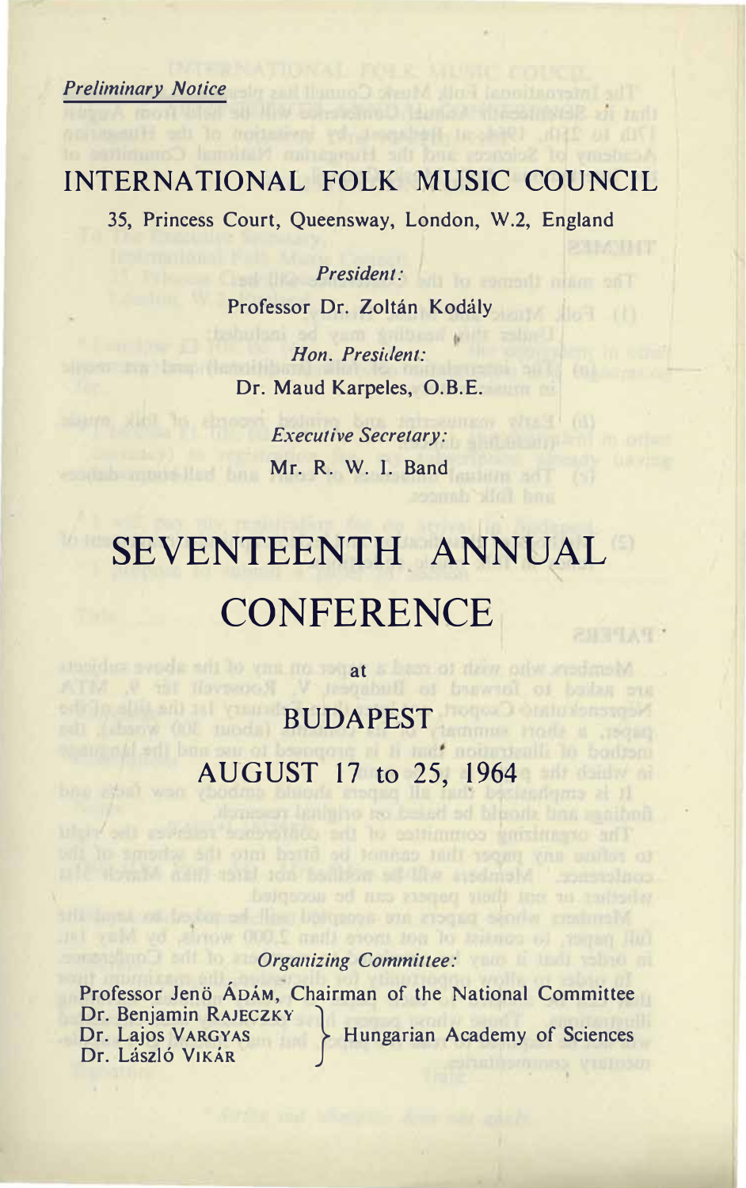*Preliminary Notice*

# INTERNATIONAL FOLK MUSIC COUNCIL

35, Princess Court, Queensway, London, W.2, England

*President:*

Professor Dr. Zoltán Kodály

*Hon. President:*

Dr. Maud Karpeles, O.B.E.

*Executive Secretary:*

Mr. R. W. I. Band

# SEVENTEENTH ANNUAL CONFERENCE

at

## BUDAPEST

## AUGUST 17 to 25, 1964

*Organizing Committee:*

Professor Jenö Ádám, Chairman of the National Committee

Dr. Benjamin Rajeczky, Dr. Lajos Vargyas, Dr. László Vikár — Hungarian Academy of Sciences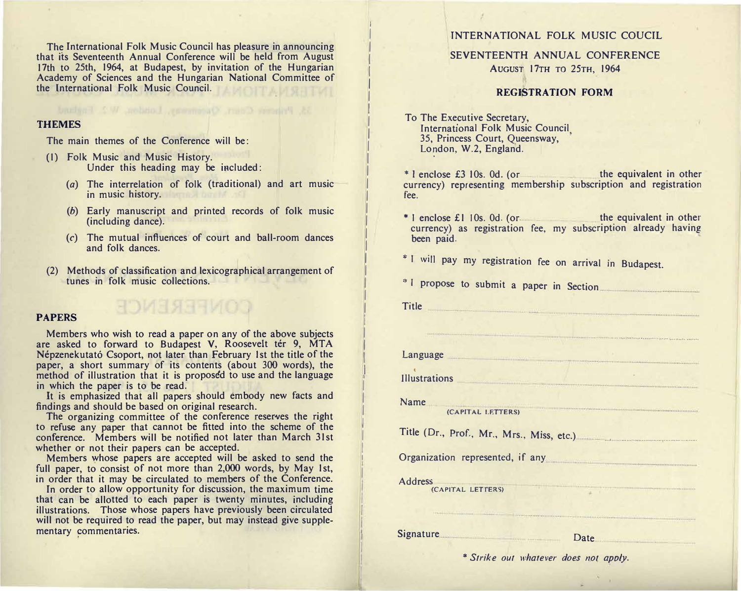The International Folk Music Council has pleasure in announcing that its Seventeenth Annual Conference will be held from August 17th to 25th, 1964, at Budapest, by invitation of the Hungarian Academy of Sciences and the Hungarian National Committee of the International Folk Music Council.

## THEMES

The main themes of the Conference will be:

(1) Folk Music and Music History.
Under this heading may be included:

  (*a*) The interrelation of folk (traditional) and art music in music history.

  (*b*) Early manuscript and printed records of folk music (including dance).

  (*c*) The mutual influences of court and ball-room dances and folk dances.

(2) Methods of classification and lexicographical arrangement of tunes in folk music collections.

## PAPERS

Members who wish to read a paper on any of the above subjects are asked to forward to Budapest V, Roosevelt tér 9, MTA Népzenekutató Csoport, not later than February 1st the title of the paper, a short summary of its contents (about 300 words), the method of illustration that it is proposed to use and the language in which the paper is to be read.

It is emphasized that all papers should embody new facts and findings and should be based on original research.

The organizing committee of the conference reserves the right to refuse any paper that cannot be fitted into the scheme of the conference. Members will be notified not later than March 31st whether or not their papers can be accepted.

Members whose papers are accepted will be asked to send the full paper, to consist of not more than 2,000 words, by May 1st, in order that it may be circulated to members of the Conference.

In order to allow opportunity for discussion, the maximum time that can be allotted to each paper is twenty minutes, including illustrations. Those whose papers have previously been circulated will not be required to read the paper, but may instead give supplementary commentaries.

# INTERNATIONAL FOLK MUSIC COUCIL

## SEVENTEENTH ANNUAL CONFERENCE

AUGUST 17TH TO 25TH, 1964

### REGISTRATION FORM

To The Executive Secretary,
International Folk Music Council,
35, Princess Court, Queensway,
London, W.2, England.

* I enclose £3 10s. 0d. (or .................... the equivalent in other currency) representing membership subscription and registration fee.

* I enclose £1 10s. 0d. (or .................... the equivalent in other currency) as registration fee, my subscription already having been paid.

* I will pay my registration fee on arrival in Budapest.

* I propose to submit a paper in Section ....................

Title ....................

....................

Language ....................

Illustrations ....................

Name ....................
(CAPITAL LETTERS)

Title (Dr., Prof., Mr., Mrs., Miss, etc.) ....................

Organization represented, if any ....................

Address ....................
(CAPITAL LETTERS)

....................

Signature .................... Date ....................

*\* Strike out whatever does not apply.*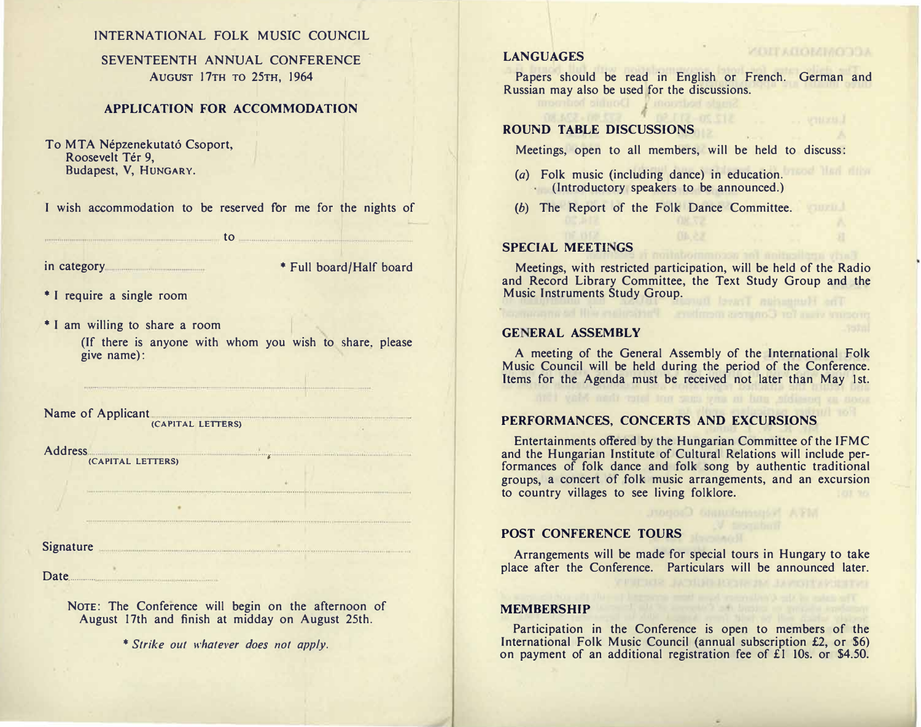INTERNATIONAL FOLK MUSIC COUNCIL

SEVENTEENTH ANNUAL CONFERENCE

AUGUST 17TH TO 25TH, 1964

## APPLICATION FOR ACCOMMODATION

To MTA Népzenekutató Csoport,
Roosevelt Tér 9,
Budapest, V, HUNGARY.

I wish accommodation to be reserved for me for the nights of

.............................................. to ..............................................

in category ...................... * Full board/Half board

* I require a single room

* I am willing to share a room
(If there is anyone with whom you wish to share, please give name):

..............................................

Name of Applicant ..............................................
(CAPITAL LETTERS)

Address ..............................................
(CAPITAL LETTERS)

..............................................

..............................................

Signature ..............................................

Date ..............................................

NOTE: The Conference will begin on the afternoon of August 17th and finish at midday on August 25th.

* *Strike out whatever does not apply.*

## LANGUAGES

Papers should be read in English or French. German and Russian may also be used for the discussions.

## ROUND TABLE DISCUSSIONS

Meetings, open to all members, will be held to discuss:

(*a*) Folk music (including dance) in education.
(Introductory speakers to be announced.)

(*b*) The Report of the Folk Dance Committee.

## SPECIAL MEETINGS

Meetings, with restricted participation, will be held of the Radio and Record Library Committee, the Text Study Group and the Music Instruments Study Group.

## GENERAL ASSEMBLY

A meeting of the General Assembly of the International Folk Music Council will be held during the period of the Conference. Items for the Agenda must be received not later than May 1st.

## PERFORMANCES, CONCERTS AND EXCURSIONS

Entertainments offered by the Hungarian Committee of the IFMC and the Hungarian Institute of Cultural Relations will include performances of folk dance and folk song by authentic traditional groups, a concert of folk music arrangements, and an excursion to country villages to see living folklore.

## POST CONFERENCE TOURS

Arrangements will be made for special tours in Hungary to take place after the Conference. Particulars will be announced later.

## MEMBERSHIP

Participation in the Conference is open to members of the International Folk Music Council (annual subscription £2, or $6) on payment of an additional registration fee of £1 10s. or $4.50.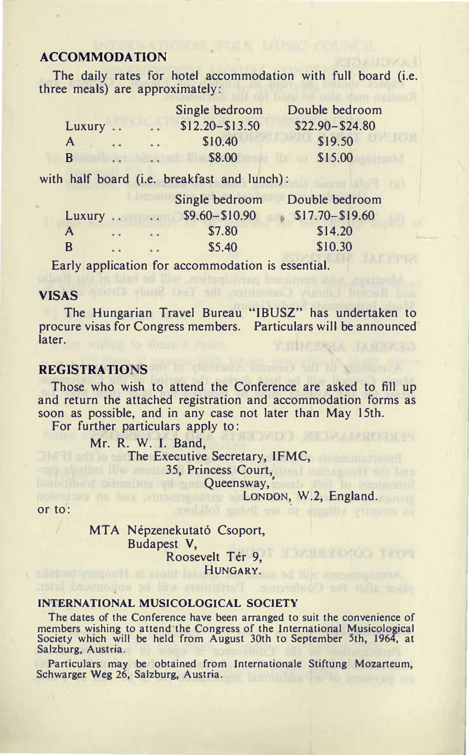## ACCOMMODATION

The daily rates for hotel accommodation with full board (i.e. three meals) are approximately:

| | Single bedroom | Double bedroom |
|---|---|---|
| Luxury .. .. | $12.20–$13.50 | $22.90–$24.80 |
| A .. .. | $10.40 | $19.50 |
| B .. .. | $8.00 | $15.00 |

with half board (i.e. breakfast and lunch):

| | Single bedroom | Double bedroom |
|---|---|---|
| Luxury .. .. | $9.60–$10.90 | $17.70–$19.60 |
| A .. .. | $7.80 | $14.20 |
| B .. .. | $5.40 | $10.30 |

Early application for accommodation is essential.

## VISAS

The Hungarian Travel Bureau "IBUSZ" has undertaken to procure visas for Congress members. Particulars will be announced later.

## REGISTRATIONS

Those who wish to attend the Conference are asked to fill up and return the attached registration and accommodation forms as soon as possible, and in any case not later than May 15th.

For further particulars apply to:

Mr. R. W. I. Band,
The Executive Secretary, IFMC,
35, Princess Court,
Queensway,
LONDON, W.2, England.

or to:

MTA Népzenekutató Csoport,
Budapest V,
Roosevelt Tér 9,
HUNGARY.

### INTERNATIONAL MUSICOLOGICAL SOCIETY

The dates of the Conference have been arranged to suit the convenience of members wishing to attend the Congress of the International Musicological Society which will be held from August 30th to September 5th, 1964, at Salzburg, Austria.

Particulars may be obtained from Internationale Stiftung Mozarteum, Schwarger Weg 26, Salzburg, Austria.